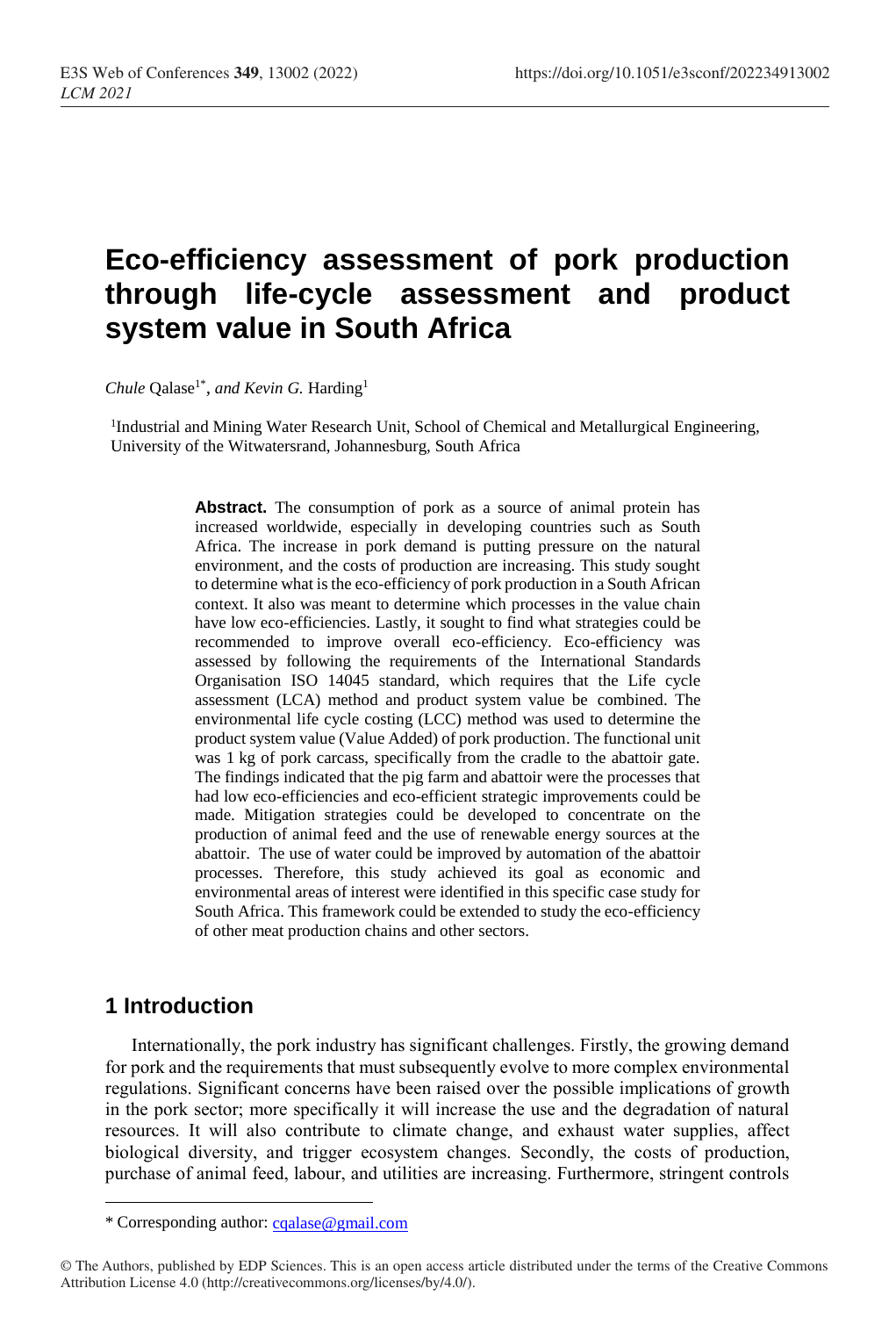# Eco-efficiency assessment of pork production through life-cycle assessment and product system value in South Africa

*Chule* Qalase[1*], *and Kevin G.* Harding[1]

[1]Industrial and Mining Water Research Unit, School of Chemical and Metallurgical Engineering, University of the Witwatersrand, Johannesburg, South Africa

**Abstract.** The consumption of pork as a source of animal protein has increased worldwide, especially in developing countries such as South Africa. The increase in pork demand is putting pressure on the natural environment, and the costs of production are increasing. This study sought to determine what is the eco-efficiency of pork production in a South African context. It also was meant to determine which processes in the value chain have low eco-efficiencies. Lastly, it sought to find what strategies could be recommended to improve overall eco-efficiency. Eco-efficiency was assessed by following the requirements of the International Standards Organisation ISO 14045 standard, which requires that the Life cycle assessment (LCA) method and product system value be combined. The environmental life cycle costing (LCC) method was used to determine the product system value (Value Added) of pork production. The functional unit was 1 kg of pork carcass, specifically from the cradle to the abattoir gate. The findings indicated that the pig farm and abattoir were the processes that had low eco-efficiencies and eco-efficient strategic improvements could be made. Mitigation strategies could be developed to concentrate on the production of animal feed and the use of renewable energy sources at the abattoir. The use of water could be improved by automation of the abattoir processes. Therefore, this study achieved its goal as economic and environmental areas of interest were identified in this specific case study for South Africa. This framework could be extended to study the eco-efficiency of other meat production chains and other sectors.

## 1 Introduction

Internationally, the pork industry has significant challenges. Firstly, the growing demand for pork and the requirements that must subsequently evolve to more complex environmental regulations. Significant concerns have been raised over the possible implications of growth in the pork sector; more specifically it will increase the use and the degradation of natural resources. It will also contribute to climate change, and exhaust water supplies, affect biological diversity, and trigger ecosystem changes. Secondly, the costs of production, purchase of animal feed, labour, and utilities are increasing. Furthermore, stringent controls

\* Corresponding author: cqalase@gmail.com

© The Authors, published by EDP Sciences. This is an open access article distributed under the terms of the Creative Commons Attribution License 4.0 (http://creativecommons.org/licenses/by/4.0/).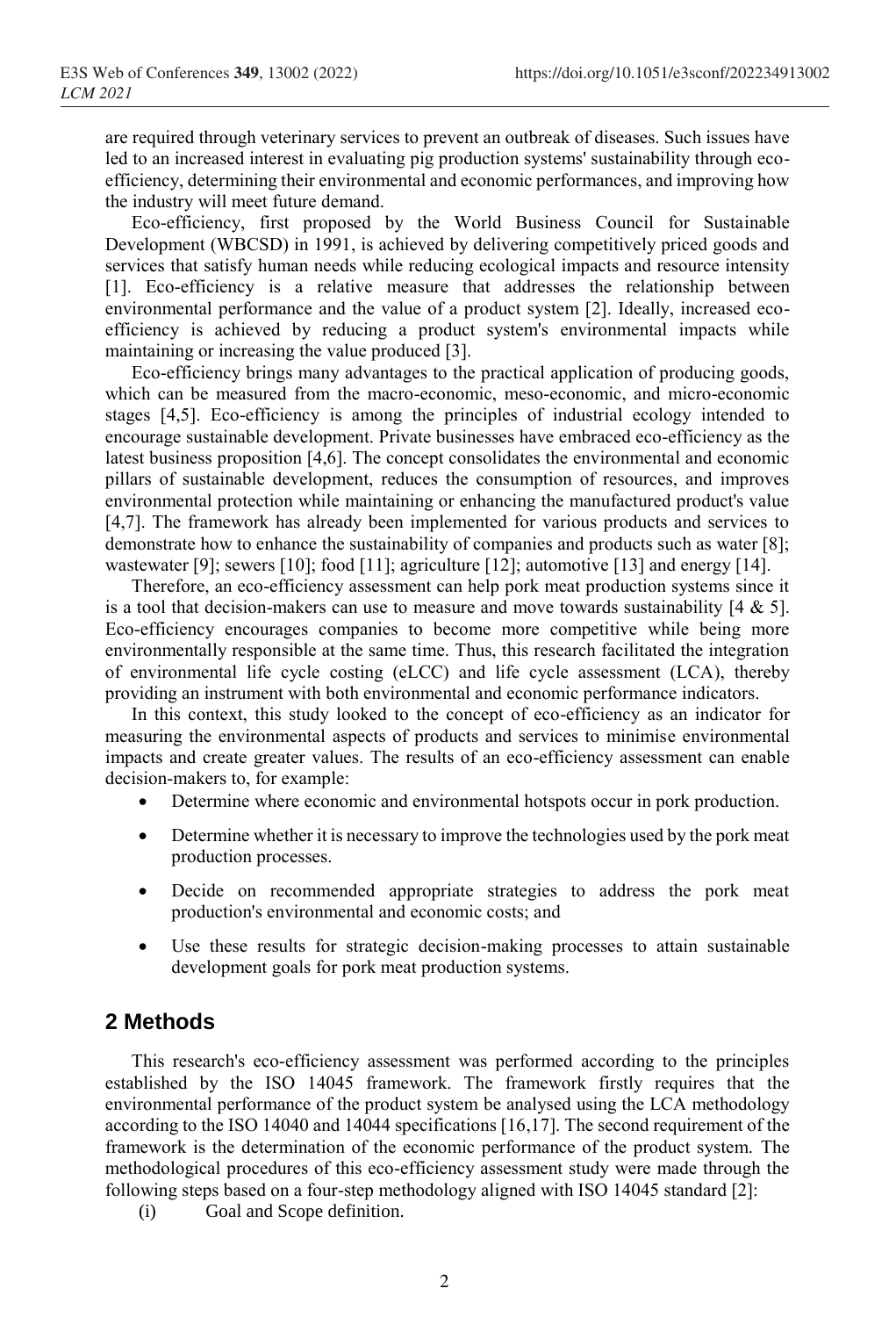are required through veterinary services to prevent an outbreak of diseases. Such issues have led to an increased interest in evaluating pig production systems' sustainability through eco-efficiency, determining their environmental and economic performances, and improving how the industry will meet future demand.

Eco-efficiency, first proposed by the World Business Council for Sustainable Development (WBCSD) in 1991, is achieved by delivering competitively priced goods and services that satisfy human needs while reducing ecological impacts and resource intensity [1]. Eco-efficiency is a relative measure that addresses the relationship between environmental performance and the value of a product system [2]. Ideally, increased eco-efficiency is achieved by reducing a product system's environmental impacts while maintaining or increasing the value produced [3].

Eco-efficiency brings many advantages to the practical application of producing goods, which can be measured from the macro-economic, meso-economic, and micro-economic stages [4,5]. Eco-efficiency is among the principles of industrial ecology intended to encourage sustainable development. Private businesses have embraced eco-efficiency as the latest business proposition [4,6]. The concept consolidates the environmental and economic pillars of sustainable development, reduces the consumption of resources, and improves environmental protection while maintaining or enhancing the manufactured product's value [4,7]. The framework has already been implemented for various products and services to demonstrate how to enhance the sustainability of companies and products such as water [8]; wastewater [9]; sewers [10]; food [11]; agriculture [12]; automotive [13] and energy [14].

Therefore, an eco-efficiency assessment can help pork meat production systems since it is a tool that decision-makers can use to measure and move towards sustainability [4 & 5]. Eco-efficiency encourages companies to become more competitive while being more environmentally responsible at the same time. Thus, this research facilitated the integration of environmental life cycle costing (eLCC) and life cycle assessment (LCA), thereby providing an instrument with both environmental and economic performance indicators.

In this context, this study looked to the concept of eco-efficiency as an indicator for measuring the environmental aspects of products and services to minimise environmental impacts and create greater values. The results of an eco-efficiency assessment can enable decision-makers to, for example:

- Determine where economic and environmental hotspots occur in pork production.
- Determine whether it is necessary to improve the technologies used by the pork meat production processes.
- Decide on recommended appropriate strategies to address the pork meat production's environmental and economic costs; and
- Use these results for strategic decision-making processes to attain sustainable development goals for pork meat production systems.

## 2 Methods

This research's eco-efficiency assessment was performed according to the principles established by the ISO 14045 framework. The framework firstly requires that the environmental performance of the product system be analysed using the LCA methodology according to the ISO 14040 and 14044 specifications [16,17]. The second requirement of the framework is the determination of the economic performance of the product system. The methodological procedures of this eco-efficiency assessment study were made through the following steps based on a four-step methodology aligned with ISO 14045 standard [2]:

(i) Goal and Scope definition.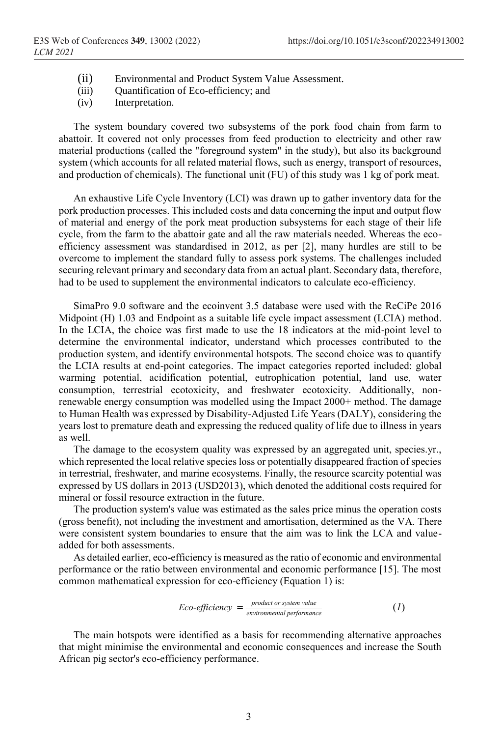(ii) Environmental and Product System Value Assessment.
(iii) Quantification of Eco-efficiency; and
(iv) Interpretation.

The system boundary covered two subsystems of the pork food chain from farm to abattoir. It covered not only processes from feed production to electricity and other raw material productions (called the "foreground system" in the study), but also its background system (which accounts for all related material flows, such as energy, transport of resources, and production of chemicals). The functional unit (FU) of this study was 1 kg of pork meat.

An exhaustive Life Cycle Inventory (LCI) was drawn up to gather inventory data for the pork production processes. This included costs and data concerning the input and output flow of material and energy of the pork meat production subsystems for each stage of their life cycle, from the farm to the abattoir gate and all the raw materials needed. Whereas the eco-efficiency assessment was standardised in 2012, as per [2], many hurdles are still to be overcome to implement the standard fully to assess pork systems. The challenges included securing relevant primary and secondary data from an actual plant. Secondary data, therefore, had to be used to supplement the environmental indicators to calculate eco-efficiency.

SimaPro 9.0 software and the ecoinvent 3.5 database were used with the ReCiPe 2016 Midpoint (H) 1.03 and Endpoint as a suitable life cycle impact assessment (LCIA) method. In the LCIA, the choice was first made to use the 18 indicators at the mid-point level to determine the environmental indicator, understand which processes contributed to the production system, and identify environmental hotspots. The second choice was to quantify the LCIA results at end-point categories. The impact categories reported included: global warming potential, acidification potential, eutrophication potential, land use, water consumption, terrestrial ecotoxicity, and freshwater ecotoxicity. Additionally, non-renewable energy consumption was modelled using the Impact 2000+ method. The damage to Human Health was expressed by Disability-Adjusted Life Years (DALY), considering the years lost to premature death and expressing the reduced quality of life due to illness in years as well.

The damage to the ecosystem quality was expressed by an aggregated unit, species.yr., which represented the local relative species loss or potentially disappeared fraction of species in terrestrial, freshwater, and marine ecosystems. Finally, the resource scarcity potential was expressed by US dollars in 2013 (USD2013), which denoted the additional costs required for mineral or fossil resource extraction in the future.

The production system's value was estimated as the sales price minus the operation costs (gross benefit), not including the investment and amortisation, determined as the VA. There were consistent system boundaries to ensure that the aim was to link the LCA and value-added for both assessments.

As detailed earlier, eco-efficiency is measured as the ratio of economic and environmental performance or the ratio between environmental and economic performance [15]. The most common mathematical expression for eco-efficiency (Equation 1) is:

$$Eco\text{-}efficiency = \frac{product\ or\ system\ value}{environmental\ performance} \qquad (1)$$

The main hotspots were identified as a basis for recommending alternative approaches that might minimise the environmental and economic consequences and increase the South African pig sector's eco-efficiency performance.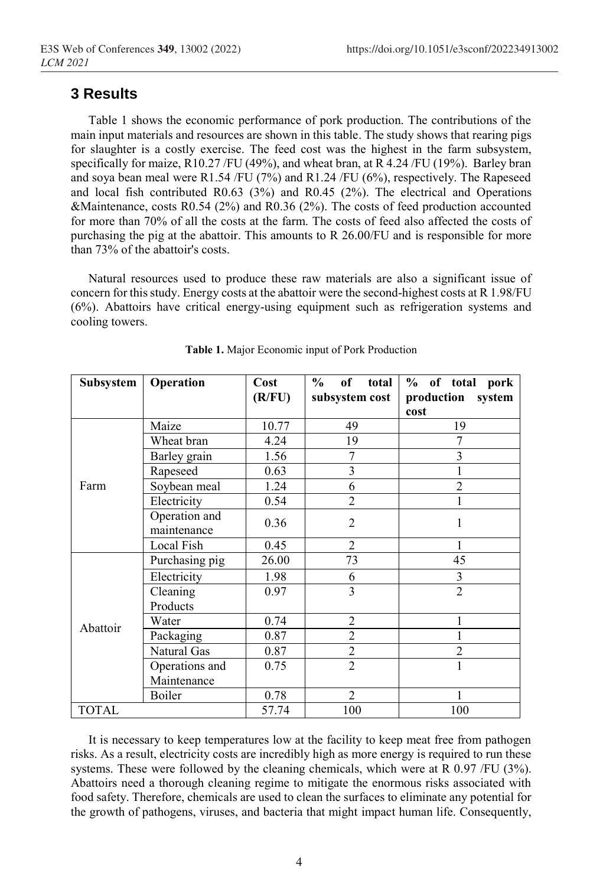## 3 Results

Table 1 shows the economic performance of pork production. The contributions of the main input materials and resources are shown in this table. The study shows that rearing pigs for slaughter is a costly exercise. The feed cost was the highest in the farm subsystem, specifically for maize, R10.27 /FU (49%), and wheat bran, at R 4.24 /FU (19%). Barley bran and soya bean meal were R1.54 /FU (7%) and R1.24 /FU (6%), respectively. The Rapeseed and local fish contributed R0.63 (3%) and R0.45 (2%). The electrical and Operations &Maintenance, costs R0.54 (2%) and R0.36 (2%). The costs of feed production accounted for more than 70% of all the costs at the farm. The costs of feed also affected the costs of purchasing the pig at the abattoir. This amounts to R 26.00/FU and is responsible for more than 73% of the abattoir's costs.

Natural resources used to produce these raw materials are also a significant issue of concern for this study. Energy costs at the abattoir were the second-highest costs at R 1.98/FU (6%). Abattoirs have critical energy-using equipment such as refrigeration systems and cooling towers.

**Table 1.** Major Economic input of Pork Production

| Subsystem | Operation | Cost (R/FU) | % of total subsystem cost | % of total pork production system cost |
|---|---|---|---|---|
| Farm | Maize | 10.77 | 49 | 19 |
| | Wheat bran | 4.24 | 19 | 7 |
| | Barley grain | 1.56 | 7 | 3 |
| | Rapeseed | 0.63 | 3 | 1 |
| | Soybean meal | 1.24 | 6 | 2 |
| | Electricity | 0.54 | 2 | 1 |
| | Operation and maintenance | 0.36 | 2 | 1 |
| | Local Fish | 0.45 | 2 | 1 |
| Abattoir | Purchasing pig | 26.00 | 73 | 45 |
| | Electricity | 1.98 | 6 | 3 |
| | Cleaning Products | 0.97 | 3 | 2 |
| | Water | 0.74 | 2 | 1 |
| | Packaging | 0.87 | 2 | 1 |
| | Natural Gas | 0.87 | 2 | 2 |
| | Operations and Maintenance | 0.75 | 2 | 1 |
| | Boiler | 0.78 | 2 | 1 |
| TOTAL | | 57.74 | 100 | 100 |

It is necessary to keep temperatures low at the facility to keep meat free from pathogen risks. As a result, electricity costs are incredibly high as more energy is required to run these systems. These were followed by the cleaning chemicals, which were at R 0.97 /FU (3%). Abattoirs need a thorough cleaning regime to mitigate the enormous risks associated with food safety. Therefore, chemicals are used to clean the surfaces to eliminate any potential for the growth of pathogens, viruses, and bacteria that might impact human life. Consequently,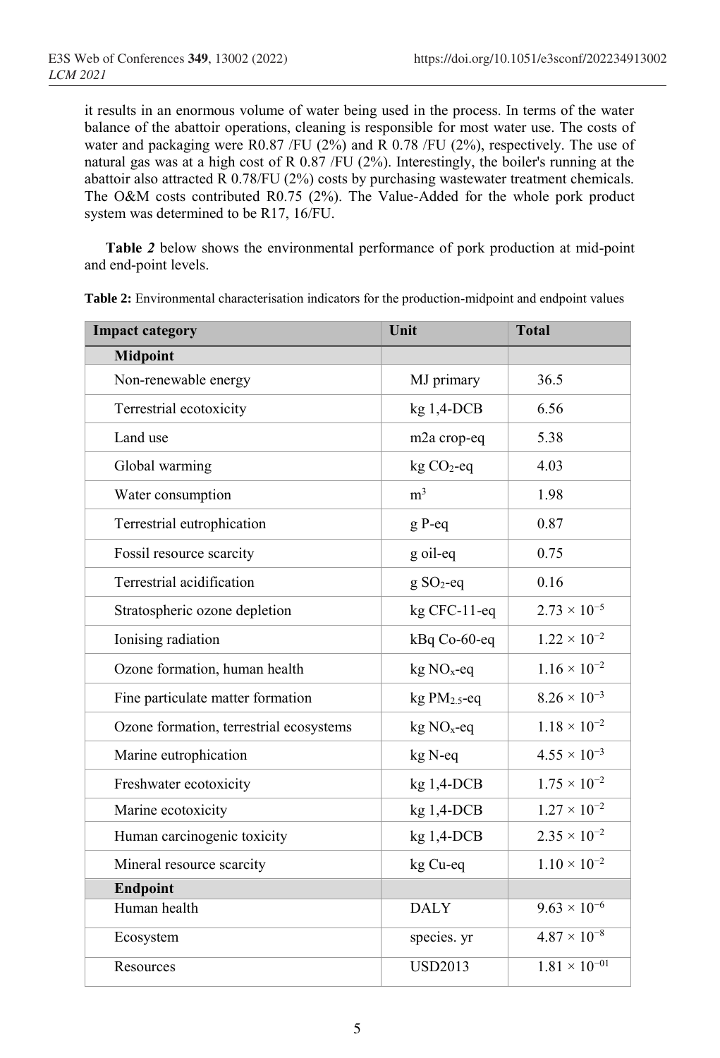it results in an enormous volume of water being used in the process. In terms of the water balance of the abattoir operations, cleaning is responsible for most water use. The costs of water and packaging were R0.87 /FU (2%) and R 0.78 /FU (2%), respectively. The use of natural gas was at a high cost of R 0.87 /FU (2%). Interestingly, the boiler's running at the abattoir also attracted R 0.78/FU (2%) costs by purchasing wastewater treatment chemicals. The O&M costs contributed R0.75 (2%). The Value-Added for the whole pork product system was determined to be R17, 16/FU.

**Table *2*** below shows the environmental performance of pork production at mid-point and end-point levels.

**Table 2:** Environmental characterisation indicators for the production-midpoint and endpoint values

| Impact category | Unit | Total |
|---|---|---|
| **Midpoint** | | |
| Non-renewable energy | MJ primary | 36.5 |
| Terrestrial ecotoxicity | kg 1,4-DCB | 6.56 |
| Land use | m2a crop-eq | 5.38 |
| Global warming | kg $CO_2$-eq | 4.03 |
| Water consumption | $m^3$ | 1.98 |
| Terrestrial eutrophication | g P-eq | 0.87 |
| Fossil resource scarcity | g oil-eq | 0.75 |
| Terrestrial acidification | g $SO_2$-eq | 0.16 |
| Stratospheric ozone depletion | kg CFC-11-eq | $2.73 \times 10^{-5}$ |
| Ionising radiation | kBq Co-60-eq | $1.22 \times 10^{-2}$ |
| Ozone formation, human health | kg $NO_x$-eq | $1.16 \times 10^{-2}$ |
| Fine particulate matter formation | kg $PM_{2.5}$-eq | $8.26 \times 10^{-3}$ |
| Ozone formation, terrestrial ecosystems | kg $NO_x$-eq | $1.18 \times 10^{-2}$ |
| Marine eutrophication | kg N-eq | $4.55 \times 10^{-3}$ |
| Freshwater ecotoxicity | kg 1,4-DCB | $1.75 \times 10^{-2}$ |
| Marine ecotoxicity | kg 1,4-DCB | $1.27 \times 10^{-2}$ |
| Human carcinogenic toxicity | kg 1,4-DCB | $2.35 \times 10^{-2}$ |
| Mineral resource scarcity | kg Cu-eq | $1.10 \times 10^{-2}$ |
| **Endpoint** | | |
| Human health | DALY | $9.63 \times 10^{-6}$ |
| Ecosystem | species. yr | $4.87 \times 10^{-8}$ |
| Resources | USD2013 | $1.81 \times 10^{-01}$ |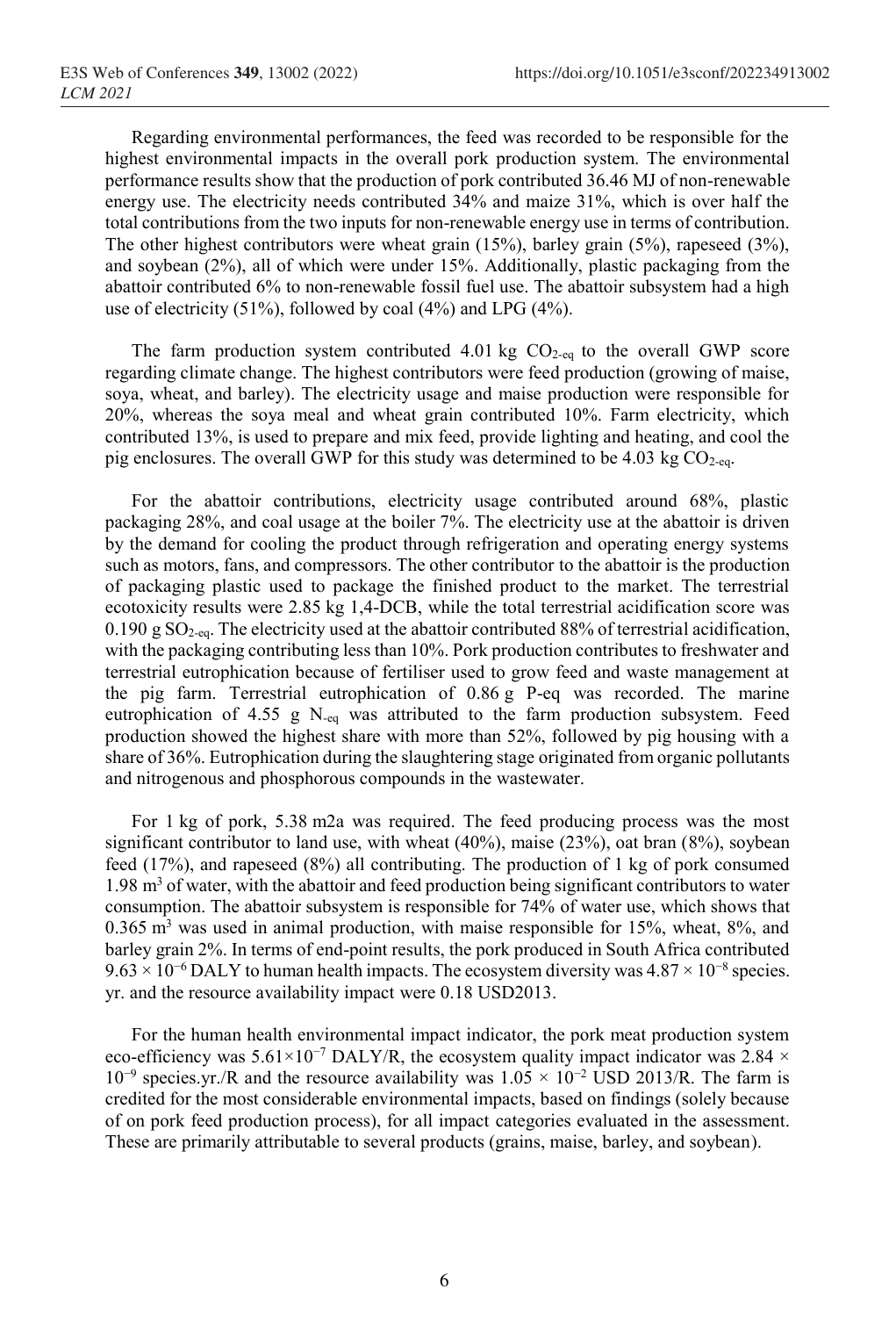Regarding environmental performances, the feed was recorded to be responsible for the highest environmental impacts in the overall pork production system. The environmental performance results show that the production of pork contributed 36.46 MJ of non-renewable energy use. The electricity needs contributed 34% and maize 31%, which is over half the total contributions from the two inputs for non-renewable energy use in terms of contribution. The other highest contributors were wheat grain (15%), barley grain (5%), rapeseed (3%), and soybean (2%), all of which were under 15%. Additionally, plastic packaging from the abattoir contributed 6% to non-renewable fossil fuel use. The abattoir subsystem had a high use of electricity (51%), followed by coal (4%) and LPG (4%).

The farm production system contributed 4.01 kg $CO_{2\text{-eq}}$ to the overall GWP score regarding climate change. The highest contributors were feed production (growing of maise, soya, wheat, and barley). The electricity usage and maise production were responsible for 20%, whereas the soya meal and wheat grain contributed 10%. Farm electricity, which contributed 13%, is used to prepare and mix feed, provide lighting and heating, and cool the pig enclosures. The overall GWP for this study was determined to be 4.03 kg $CO_{2\text{-eq}}$.

For the abattoir contributions, electricity usage contributed around 68%, plastic packaging 28%, and coal usage at the boiler 7%. The electricity use at the abattoir is driven by the demand for cooling the product through refrigeration and operating energy systems such as motors, fans, and compressors. The other contributor to the abattoir is the production of packaging plastic used to package the finished product to the market. The terrestrial ecotoxicity results were 2.85 kg 1,4-DCB, while the total terrestrial acidification score was 0.190 g $SO_{2\text{-eq}}$. The electricity used at the abattoir contributed 88% of terrestrial acidification, with the packaging contributing less than 10%. Pork production contributes to freshwater and terrestrial eutrophication because of fertiliser used to grow feed and waste management at the pig farm. Terrestrial eutrophication of 0.86 g P-eq was recorded. The marine eutrophication of 4.55 g $N_{\text{-eq}}$ was attributed to the farm production subsystem. Feed production showed the highest share with more than 52%, followed by pig housing with a share of 36%. Eutrophication during the slaughtering stage originated from organic pollutants and nitrogenous and phosphorous compounds in the wastewater.

For 1 kg of pork, 5.38 m2a was required. The feed producing process was the most significant contributor to land use, with wheat (40%), maise (23%), oat bran (8%), soybean feed (17%), and rapeseed (8%) all contributing. The production of 1 kg of pork consumed 1.98 $m^3$ of water, with the abattoir and feed production being significant contributors to water consumption. The abattoir subsystem is responsible for 74% of water use, which shows that 0.365 $m^3$ was used in animal production, with maise responsible for 15%, wheat, 8%, and barley grain 2%. In terms of end-point results, the pork produced in South Africa contributed $9.63 \times 10^{-6}$ DALY to human health impacts. The ecosystem diversity was $4.87 \times 10^{-8}$ species. yr. and the resource availability impact were 0.18 USD2013.

For the human health environmental impact indicator, the pork meat production system eco-efficiency was $5.61 \times 10^{-7}$ DALY/R, the ecosystem quality impact indicator was $2.84 \times 10^{-9}$ species.yr./R and the resource availability was $1.05 \times 10^{-2}$ USD 2013/R. The farm is credited for the most considerable environmental impacts, based on findings (solely because of on pork feed production process), for all impact categories evaluated in the assessment. These are primarily attributable to several products (grains, maise, barley, and soybean).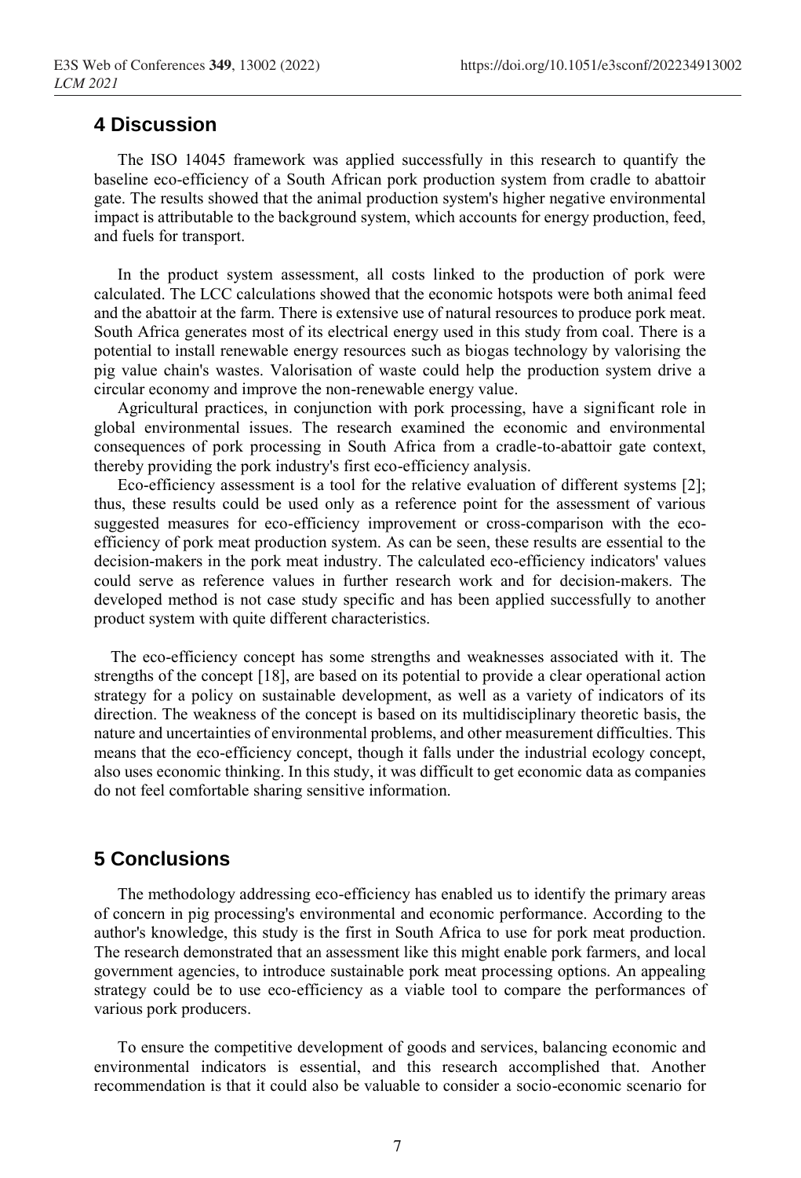## 4 Discussion

The ISO 14045 framework was applied successfully in this research to quantify the baseline eco-efficiency of a South African pork production system from cradle to abattoir gate. The results showed that the animal production system's higher negative environmental impact is attributable to the background system, which accounts for energy production, feed, and fuels for transport.

In the product system assessment, all costs linked to the production of pork were calculated. The LCC calculations showed that the economic hotspots were both animal feed and the abattoir at the farm. There is extensive use of natural resources to produce pork meat. South Africa generates most of its electrical energy used in this study from coal. There is a potential to install renewable energy resources such as biogas technology by valorising the pig value chain's wastes. Valorisation of waste could help the production system drive a circular economy and improve the non-renewable energy value.

Agricultural practices, in conjunction with pork processing, have a significant role in global environmental issues. The research examined the economic and environmental consequences of pork processing in South Africa from a cradle-to-abattoir gate context, thereby providing the pork industry's first eco-efficiency analysis.

Eco-efficiency assessment is a tool for the relative evaluation of different systems [2]; thus, these results could be used only as a reference point for the assessment of various suggested measures for eco-efficiency improvement or cross-comparison with the eco-efficiency of pork meat production system. As can be seen, these results are essential to the decision-makers in the pork meat industry. The calculated eco-efficiency indicators' values could serve as reference values in further research work and for decision-makers. The developed method is not case study specific and has been applied successfully to another product system with quite different characteristics.

The eco-efficiency concept has some strengths and weaknesses associated with it. The strengths of the concept [18], are based on its potential to provide a clear operational action strategy for a policy on sustainable development, as well as a variety of indicators of its direction. The weakness of the concept is based on its multidisciplinary theoretic basis, the nature and uncertainties of environmental problems, and other measurement difficulties. This means that the eco-efficiency concept, though it falls under the industrial ecology concept, also uses economic thinking. In this study, it was difficult to get economic data as companies do not feel comfortable sharing sensitive information.

## 5 Conclusions

The methodology addressing eco-efficiency has enabled us to identify the primary areas of concern in pig processing's environmental and economic performance. According to the author's knowledge, this study is the first in South Africa to use for pork meat production. The research demonstrated that an assessment like this might enable pork farmers, and local government agencies, to introduce sustainable pork meat processing options. An appealing strategy could be to use eco-efficiency as a viable tool to compare the performances of various pork producers.

To ensure the competitive development of goods and services, balancing economic and environmental indicators is essential, and this research accomplished that. Another recommendation is that it could also be valuable to consider a socio-economic scenario for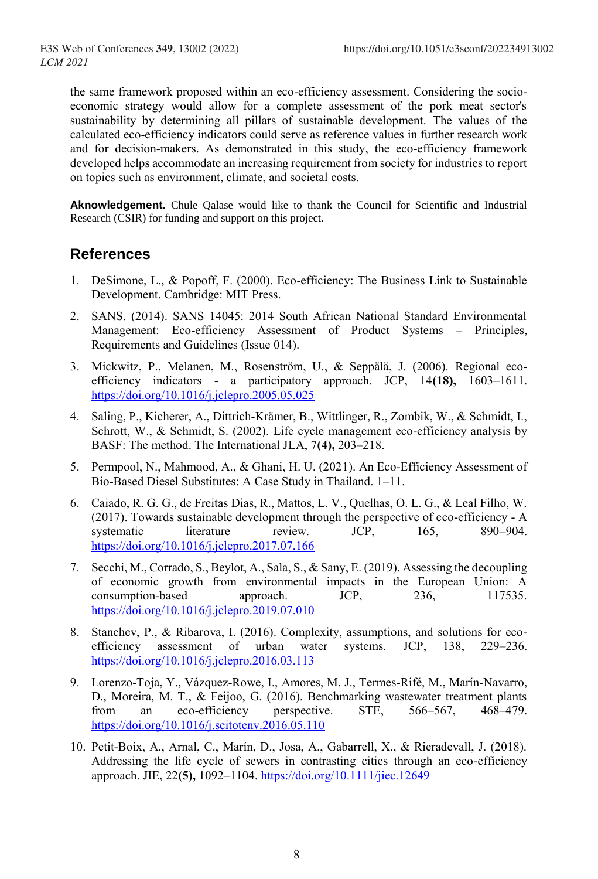the same framework proposed within an eco-efficiency assessment. Considering the socio-economic strategy would allow for a complete assessment of the pork meat sector's sustainability by determining all pillars of sustainable development. The values of the calculated eco-efficiency indicators could serve as reference values in further research work and for decision-makers. As demonstrated in this study, the eco-efficiency framework developed helps accommodate an increasing requirement from society for industries to report on topics such as environment, climate, and societal costs.

**Aknowledgement.** Chule Qalase would like to thank the Council for Scientific and Industrial Research (CSIR) for funding and support on this project.

## References

1. DeSimone, L., & Popoff, F. (2000). Eco-efficiency: The Business Link to Sustainable Development. Cambridge: MIT Press.
2. SANS. (2014). SANS 14045: 2014 South African National Standard Environmental Management: Eco-efficiency Assessment of Product Systems – Principles, Requirements and Guidelines (Issue 014).
3. Mickwitz, P., Melanen, M., Rosenström, U., & Seppälä, J. (2006). Regional eco-efficiency indicators - a participatory approach. JCP, 14**(18),** 1603–1611. https://doi.org/10.1016/j.jclepro.2005.05.025
4. Saling, P., Kicherer, A., Dittrich-Krämer, B., Wittlinger, R., Zombik, W., & Schmidt, I., Schrott, W., & Schmidt, S. (2002). Life cycle management eco-efficiency analysis by BASF: The method. The International JLA, 7**(4),** 203–218.
5. Permpool, N., Mahmood, A., & Ghani, H. U. (2021). An Eco-Efficiency Assessment of Bio-Based Diesel Substitutes: A Case Study in Thailand. 1–11.
6. Caiado, R. G. G., de Freitas Dias, R., Mattos, L. V., Quelhas, O. L. G., & Leal Filho, W. (2017). Towards sustainable development through the perspective of eco-efficiency - A systematic literature review. JCP, 165, 890–904. https://doi.org/10.1016/j.jclepro.2017.07.166
7. Secchi, M., Corrado, S., Beylot, A., Sala, S., & Sany, E. (2019). Assessing the decoupling of economic growth from environmental impacts in the European Union: A consumption-based approach. JCP, 236, 117535. https://doi.org/10.1016/j.jclepro.2019.07.010
8. Stanchev, P., & Ribarova, I. (2016). Complexity, assumptions, and solutions for eco-efficiency assessment of urban water systems. JCP, 138, 229–236. https://doi.org/10.1016/j.jclepro.2016.03.113
9. Lorenzo-Toja, Y., Vázquez-Rowe, I., Amores, M. J., Termes-Rifé, M., Marín-Navarro, D., Moreira, M. T., & Feijoo, G. (2016). Benchmarking wastewater treatment plants from an eco-efficiency perspective. STE, 566–567, 468–479. https://doi.org/10.1016/j.scitotenv.2016.05.110
10. Petit-Boix, A., Arnal, C., Marín, D., Josa, A., Gabarrell, X., & Rieradevall, J. (2018). Addressing the life cycle of sewers in contrasting cities through an eco-efficiency approach. JIE, 22**(5),** 1092–1104. https://doi.org/10.1111/jiec.12649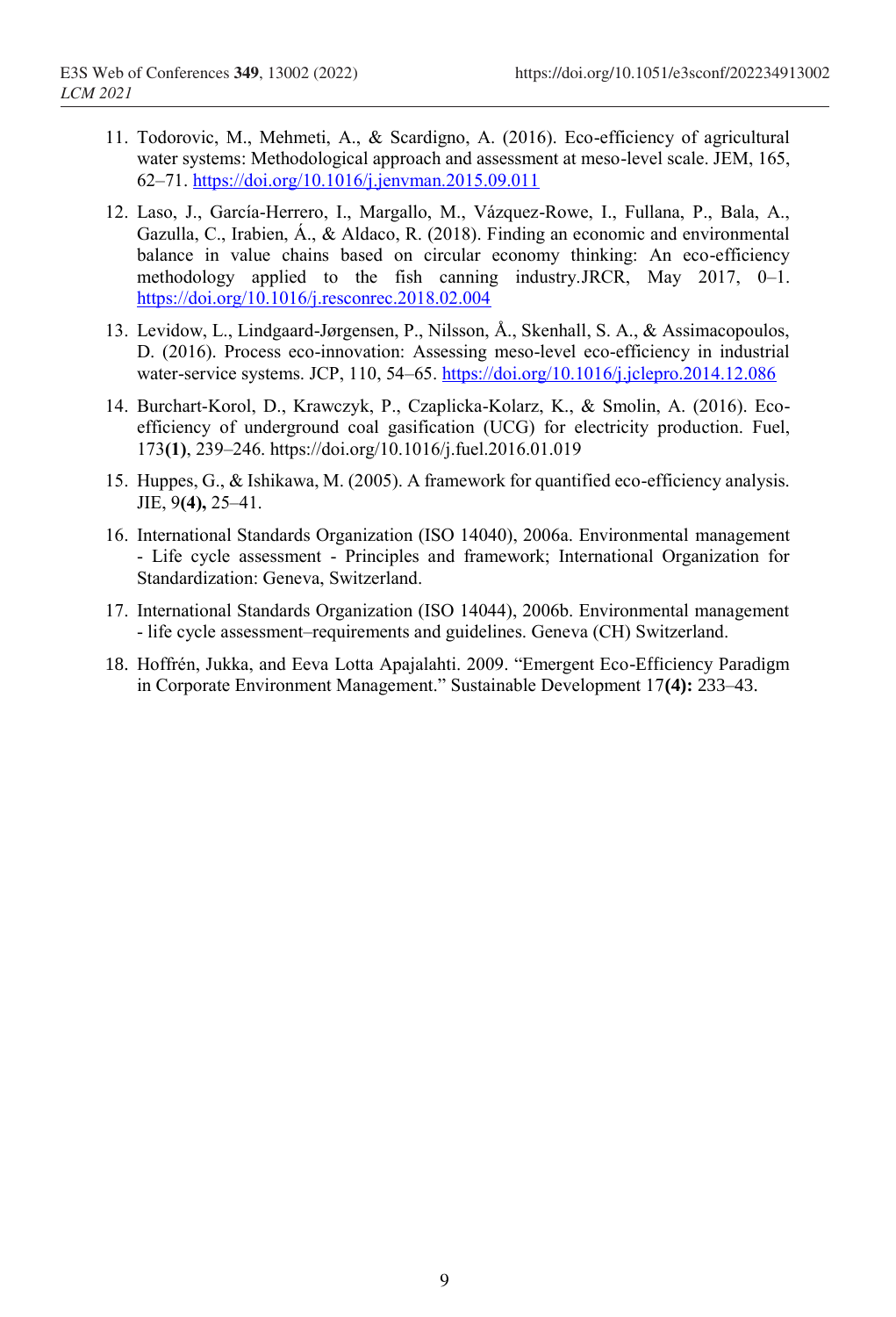11. Todorovic, M., Mehmeti, A., & Scardigno, A. (2016). Eco-efficiency of agricultural water systems: Methodological approach and assessment at meso-level scale. JEM, 165, 62–71. https://doi.org/10.1016/j.jenvman.2015.09.011
12. Laso, J., García-Herrero, I., Margallo, M., Vázquez-Rowe, I., Fullana, P., Bala, A., Gazulla, C., Irabien, Á., & Aldaco, R. (2018). Finding an economic and environmental balance in value chains based on circular economy thinking: An eco-efficiency methodology applied to the fish canning industry.JRCR, May 2017, 0–1. https://doi.org/10.1016/j.resconrec.2018.02.004
13. Levidow, L., Lindgaard-Jørgensen, P., Nilsson, Å., Skenhall, S. A., & Assimacopoulos, D. (2016). Process eco-innovation: Assessing meso-level eco-efficiency in industrial water-service systems. JCP, 110, 54–65. https://doi.org/10.1016/j.jclepro.2014.12.086
14. Burchart-Korol, D., Krawczyk, P., Czaplicka-Kolarz, K., & Smolin, A. (2016). Eco-efficiency of underground coal gasification (UCG) for electricity production. Fuel, 173**(1)**, 239–246. https://doi.org/10.1016/j.fuel.2016.01.019
15. Huppes, G., & Ishikawa, M. (2005). A framework for quantified eco-efficiency analysis. JIE, 9**(4),** 25–41.
16. International Standards Organization (ISO 14040), 2006a. Environmental management - Life cycle assessment - Principles and framework; International Organization for Standardization: Geneva, Switzerland.
17. International Standards Organization (ISO 14044), 2006b. Environmental management - life cycle assessment–requirements and guidelines. Geneva (CH) Switzerland.
18. Hoffrén, Jukka, and Eeva Lotta Apajalahti. 2009. "Emergent Eco-Efficiency Paradigm in Corporate Environment Management." Sustainable Development 17**(4):** 233–43.